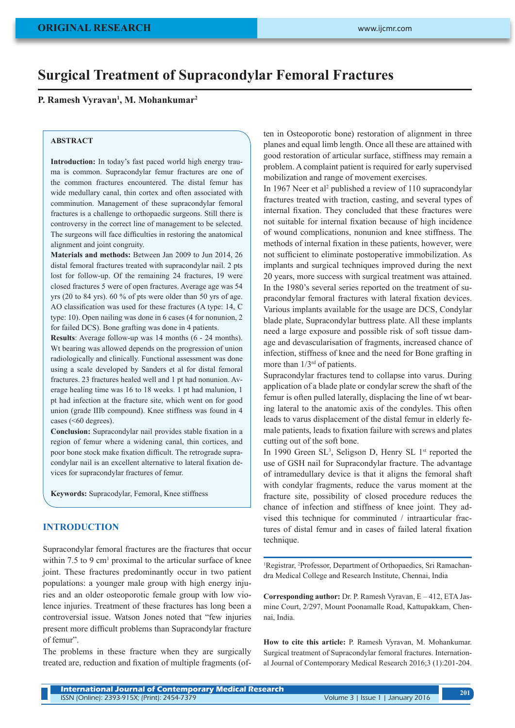# Surgical Treatment of Supracondylar Femoral Fractures

**P. Ramesh Vyravan[1], M. Mohankumar[2]**

## ABSTRACT

**Introduction:** In today's fast paced world high energy trauma is common. Supracondylar femur fractures are one of the common fractures encountered. The distal femur has wide medullary canal, thin cortex and often associated with comminution. Management of these supracondylar femoral fractures is a challenge to orthopaedic surgeons. Still there is controversy in the correct line of management to be selected. The surgeons will face difficulties in restoring the anatomical alignment and joint congruity.

**Materials and methods:** Between Jan 2009 to Jun 2014, 26 distal femoral fractures treated with supracondylar nail. 2 pts lost for follow-up. Of the remaining 24 fractures, 19 were closed fractures 5 were of open fractures. Average age was 54 yrs (20 to 84 yrs). 60 % of pts were older than 50 yrs of age. AO classification was used for these fractures (A type: 14, C type: 10). Open nailing was done in 6 cases (4 for nonunion, 2 for failed DCS). Bone grafting was done in 4 patients.

**Results**: Average follow-up was 14 months (6 - 24 months). Wt bearing was allowed depends on the progression of union radiologically and clinically. Functional assessment was done using a scale developed by Sanders et al for distal femoral fractures. 23 fractures healed well and 1 pt had nonunion. Average healing time was 16 to 18 weeks. 1 pt had malunion, 1 pt had infection at the fracture site, which went on for good union (grade IIIb compound). Knee stiffness was found in 4 cases (<60 degrees).

**Conclusion:** Supracondylar nail provides stable fixation in a region of femur where a widening canal, thin cortices, and poor bone stock make fixation difficult. The retrograde supracondylar nail is an excellent alternative to lateral fixation devices for supracondylar fractures of femur.

**Keywords:** Supracodylar, Femoral, Knee stiffness

## INTRODUCTION

Supracondylar femoral fractures are the fractures that occur within 7.5 to 9 cm[1] proximal to the articular surface of knee joint. These fractures predominantly occur in two patient populations: a younger male group with high energy injuries and an older osteoporotic female group with low violence injuries. Treatment of these fractures has long been a controversial issue. Watson Jones noted that "few injuries present more difficult problems than Supracondylar fracture of femur".

The problems in these fracture when they are surgically treated are, reduction and fixation of multiple fragments (often in Osteoporotic bone) restoration of alignment in three planes and equal limb length. Once all these are attained with good restoration of articular surface, stiffness may remain a problem. A complaint patient is required for early supervised mobilization and range of movement exercises.

In 1967 Neer et al[2] published a review of 110 supracondylar fractures treated with traction, casting, and several types of internal fixation. They concluded that these fractures were not suitable for internal fixation because of high incidence of wound complications, nonunion and knee stiffness. The methods of internal fixation in these patients, however, were not sufficient to eliminate postoperative immobilization. As implants and surgical techniques improved during the next 20 years, more success with surgical treatment was attained. In the 1980's several series reported on the treatment of supracondylar femoral fractures with lateral fixation devices. Various implants available for the usage are DCS, Condylar blade plate, Supracondylar buttress plate. All these implants need a large exposure and possible risk of soft tissue damage and devascularisation of fragments, increased chance of infection, stiffness of knee and the need for Bone grafting in more than 1/3rd of patients.

Supracondylar fractures tend to collapse into varus. During application of a blade plate or condylar screw the shaft of the femur is often pulled laterally, displacing the line of wt bearing lateral to the anatomic axis of the condyles. This often leads to varus displacement of the distal femur in elderly female patients, leads to fixation failure with screws and plates cutting out of the soft bone.

In 1990 Green SL[3], Seligson D, Henry SL 1st reported the use of GSH nail for Supracondylar fracture. The advantage of intramedullary device is that it aligns the femoral shaft with condylar fragments, reduce the varus moment at the fracture site, possibility of closed procedure reduces the chance of infection and stiffness of knee joint. They advised this technique for comminuted / intraarticular fractures of distal femur and in cases of failed lateral fixation technique.

[1]Registrar, [2]Professor, Department of Orthopaedics, Sri Ramachandra Medical College and Research Institute, Chennai, India

**Corresponding author:** Dr. P. Ramesh Vyravan, E – 412, ETA Jasmine Court, 2/297, Mount Poonamalle Road, Kattupakkam, Chennai, India.

**How to cite this article:** P. Ramesh Vyravan, M. Mohankumar. Surgical treatment of Supracondylar femoral fractures. International Journal of Contemporary Medical Research 2016;3 (1):201-204.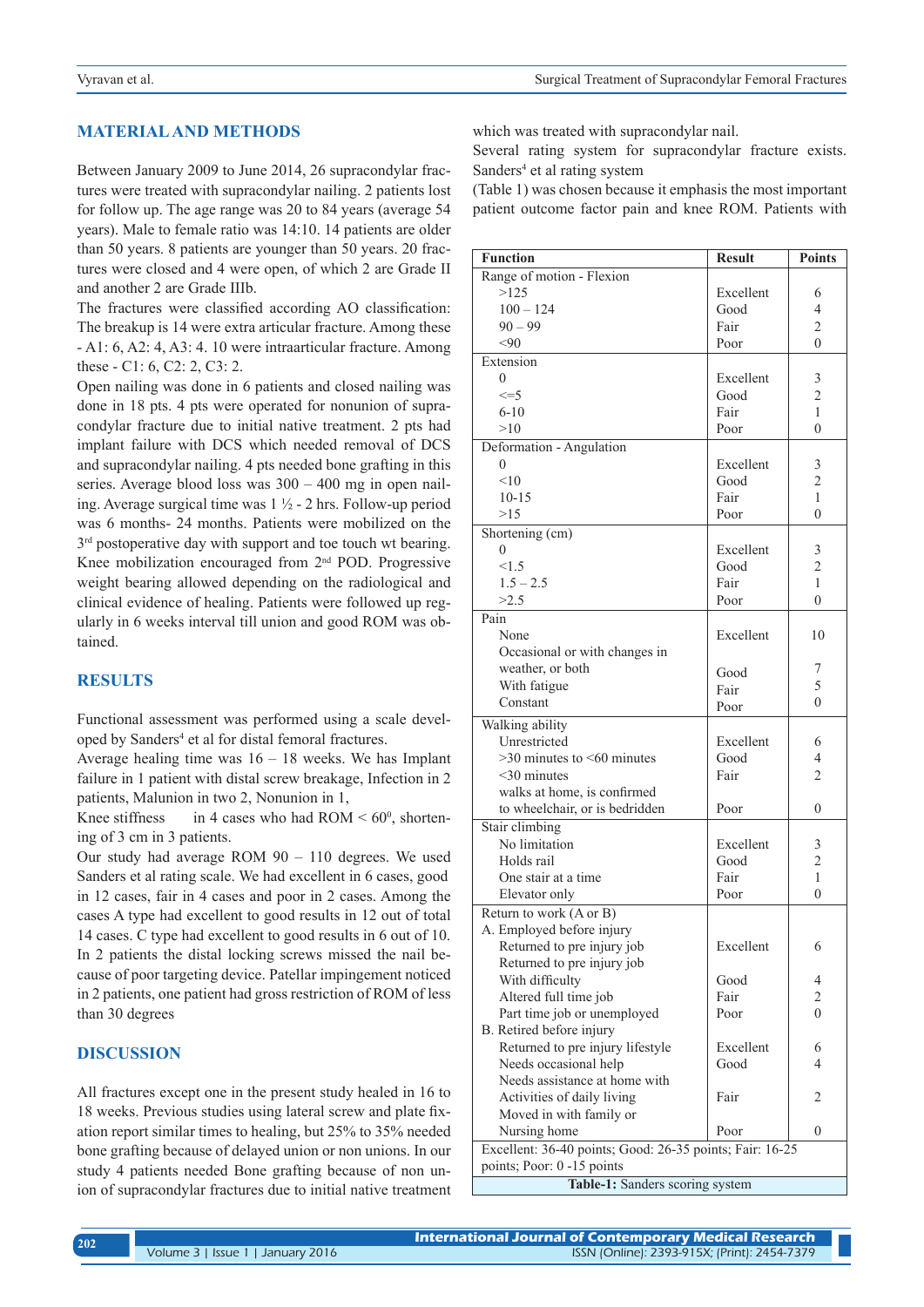## MATERIAL AND METHODS

Between January 2009 to June 2014, 26 supracondylar fractures were treated with supracondylar nailing. 2 patients lost for follow up. The age range was 20 to 84 years (average 54 years). Male to female ratio was 14:10. 14 patients are older than 50 years. 8 patients are younger than 50 years. 20 fractures were closed and 4 were open, of which 2 are Grade II and another 2 are Grade IIIb.

The fractures were classified according AO classification: The breakup is 14 were extra articular fracture. Among these - A1: 6, A2: 4, A3: 4. 10 were intraarticular fracture. Among these - C1: 6, C2: 2, C3: 2.

Open nailing was done in 6 patients and closed nailing was done in 18 pts. 4 pts were operated for nonunion of supracondylar fracture due to initial native treatment. 2 pts had implant failure with DCS which needed removal of DCS and supracondylar nailing. 4 pts needed bone grafting in this series. Average blood loss was 300 – 400 mg in open nailing. Average surgical time was 1 ½ - 2 hrs. Follow-up period was 6 months- 24 months. Patients were mobilized on the 3rd postoperative day with support and toe touch wt bearing. Knee mobilization encouraged from 2nd POD. Progressive weight bearing allowed depending on the radiological and clinical evidence of healing. Patients were followed up regularly in 6 weeks interval till union and good ROM was obtained.

## RESULTS

Functional assessment was performed using a scale developed by Sanders[4] et al for distal femoral fractures.

Average healing time was 16 – 18 weeks. We has Implant failure in 1 patient with distal screw breakage, Infection in 2 patients, Malunion in two 2, Nonunion in 1,

Knee stiffness in 4 cases who had ROM < $60^0$, shortening of 3 cm in 3 patients.

Our study had average ROM 90 – 110 degrees. We used Sanders et al rating scale. We had excellent in 6 cases, good in 12 cases, fair in 4 cases and poor in 2 cases. Among the cases A type had excellent to good results in 12 out of total 14 cases. C type had excellent to good results in 6 out of 10. In 2 patients the distal locking screws missed the nail because of poor targeting device. Patellar impingement noticed in 2 patients, one patient had gross restriction of ROM of less than 30 degrees

## DISCUSSION

All fractures except one in the present study healed in 16 to 18 weeks. Previous studies using lateral screw and plate fixation report similar times to healing, but 25% to 35% needed bone grafting because of delayed union or non unions. In our study 4 patients needed Bone grafting because of non union of supracondylar fractures due to initial native treatment which was treated with supracondylar nail.

Several rating system for supracondylar fracture exists. Sanders[4] et al rating system (Table 1) was chosen because it emphasis the most important patient outcome factor pain and knee ROM. Patients with

| Function | Result | Points |
|---|---|---|
| Range of motion - Flexion | | |
| >125 | Excellent | 6 |
| 100 – 124 | Good | 4 |
| 90 – 99 | Fair | 2 |
| <90 | Poor | 0 |
| Extension | | |
| 0 | Excellent | 3 |
| <=5 | Good | 2 |
| 6-10 | Fair | 1 |
| >10 | Poor | 0 |
| Deformation - Angulation | | |
| 0 | Excellent | 3 |
| <10 | Good | 2 |
| 10-15 | Fair | 1 |
| >15 | Poor | 0 |
| Shortening (cm) | | |
| 0 | Excellent | 3 |
| <1.5 | Good | 2 |
| 1.5 – 2.5 | Fair | 1 |
| >2.5 | Poor | 0 |
| Pain | | |
| None | Excellent | 10 |
| Occasional or with changes in weather, or both | Good | 7 |
| With fatigue | Fair | 5 |
| Constant | Poor | 0 |
| Walking ability | | |
| Unrestricted | Excellent | 6 |
| >30 minutes to <60 minutes | Good | 4 |
| <30 minutes | Fair | 2 |
| walks at home, is confirmed to wheelchair, or is bedridden | Poor | 0 |
| Stair climbing | | |
| No limitation | Excellent | 3 |
| Holds rail | Good | 2 |
| One stair at a time | Fair | 1 |
| Elevator only | Poor | 0 |
| Return to work (A or B) | | |
| A. Employed before injury | | |
| Returned to pre injury job | Excellent | 6 |
| Returned to pre injury job With difficulty | Good | 4 |
| Altered full time job | Fair | 2 |
| Part time job or unemployed | Poor | 0 |
| B. Retired before injury | | |
| Returned to pre injury lifestyle | Excellent | 6 |
| Needs occasional help | Good | 4 |
| Needs assistance at home with Activities of daily living | Fair | 2 |
| Moved in with family or Nursing home | Poor | 0 |
| Excellent: 36-40 points; Good: 26-35 points; Fair: 16-25 points; Poor: 0 -15 points | | |

**Table-1:** Sanders scoring system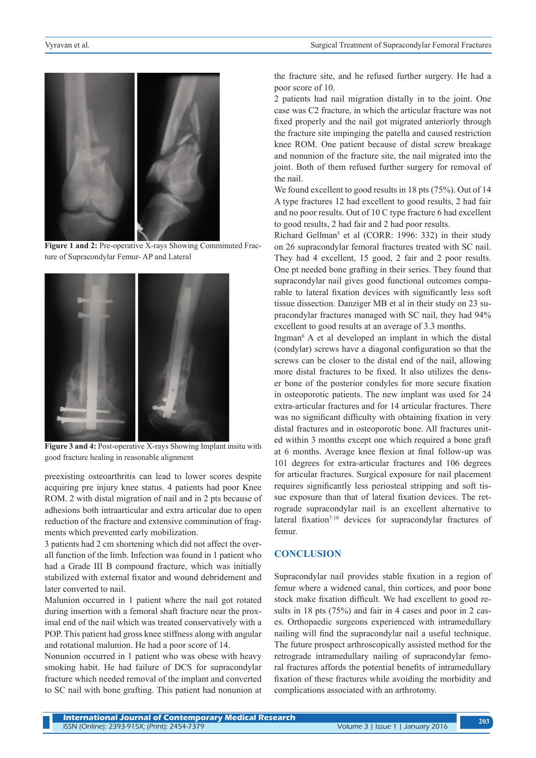**Figure 1 and 2:** Pre-operative X-rays Showing Comminuted Fracture of Supracondylar Femur- AP and Lateral

**Figure 3 and 4:** Post-operative X-rays Showing Implant insitu with good fracture healing in reasonable alignment

preexisting osteoarthritis can lead to lower scores despite acquiring pre injury knee status. 4 patients had poor Knee ROM. 2 with distal migration of nail and in 2 pts because of adhesions both intraarticular and extra articular due to open reduction of the fracture and extensive comminution of fragments which prevented early mobilization.

3 patients had 2 cm shortening which did not affect the overall function of the limb. Infection was found in 1 patient who had a Grade III B compound fracture, which was initially stabilized with external fixator and wound debridement and later converted to nail.

Malunion occurred in 1 patient where the nail got rotated during insertion with a femoral shaft fracture near the proximal end of the nail which was treated conservatively with a POP. This patient had gross knee stiffness along with angular and rotational malunion. He had a poor score of 14.

Nonunion occurred in 1 patient who was obese with heavy smoking habit. He had failure of DCS for supracondylar fracture which needed removal of the implant and converted to SC nail with bone grafting. This patient had nonunion at the fracture site, and he refused further surgery. He had a poor score of 10.

2 patients had nail migration distally in to the joint. One case was C2 fracture, in which the articular fracture was not fixed properly and the nail got migrated anteriorly through the fracture site impinging the patella and caused restriction knee ROM. One patient because of distal screw breakage and nonunion of the fracture site, the nail migrated into the joint. Both of them refused further surgery for removal of the nail.

We found excellent to good results in 18 pts (75%). Out of 14 A type fractures 12 had excellent to good results, 2 had fair and no poor results. Out of 10 C type fracture 6 had excellent to good results, 2 had fair and 2 had poor results.

Richard Gellman[5] et al (CORR: 1996: 332) in their study on 26 supracondylar femoral fractures treated with SC nail. They had 4 excellent, 15 good, 2 fair and 2 poor results. One pt needed bone grafting in their series. They found that supracondylar nail gives good functional outcomes comparable to lateral fixation devices with significantly less soft tissue dissection. Danziger MB et al in their study on 23 supracondylar fractures managed with SC nail, they had 94% excellent to good results at an average of 3.3 months.

Ingman[6] A et al developed an implant in which the distal (condylar) screws have a diagonal configuration so that the screws can be closer to the distal end of the nail, allowing more distal fractures to be fixed. It also utilizes the denser bone of the posterior condyles for more secure fixation in osteoporotic patients. The new implant was used for 24 extra-articular fractures and for 14 articular fractures. There was no significant difficulty with obtaining fixation in very distal fractures and in osteoporotic bone. All fractures united within 3 months except one which required a bone graft at 6 months. Average knee flexion at final follow-up was 101 degrees for extra-articular fractures and 106 degrees for articular fractures. Surgical exposure for nail placement requires significantly less periosteal stripping and soft tissue exposure than that of lateral fixation devices. The retrograde supracondylar nail is an excellent alternative to lateral fixation[7-10] devices for supracondylar fractures of femur.

## CONCLUSION

Supracondylar nail provides stable fixation in a region of femur where a widened canal, thin cortices, and poor bone stock make fixation difficult. We had excellent to good results in 18 pts (75%) and fair in 4 cases and poor in 2 cases. Orthopaedic surgeons experienced with intramedullary nailing will find the supracondylar nail a useful technique. The future prospect arthroscopically assisted method for the retrograde intramedullary nailing of supracondylar femoral fractures affords the potential benefits of intramedullary fixation of these fractures while avoiding the morbidity and complications associated with an arthrotomy.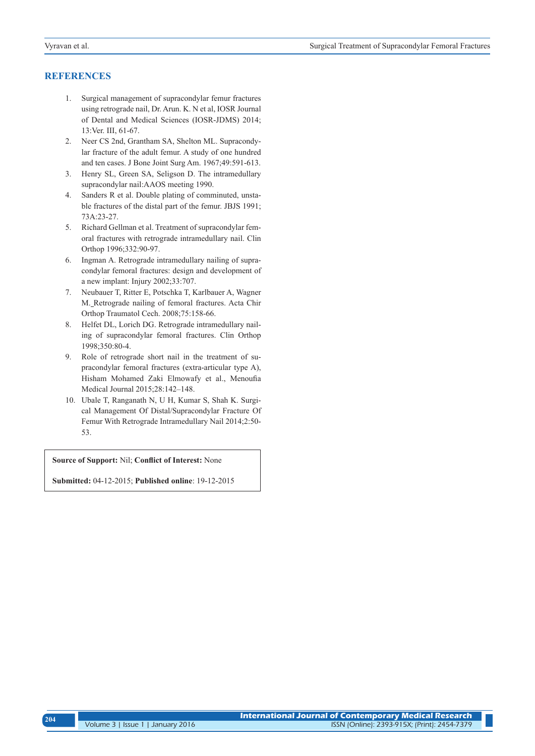## REFERENCES

1. Surgical management of supracondylar femur fractures using retrograde nail, Dr. Arun. K. N et al, IOSR Journal of Dental and Medical Sciences (IOSR-JDMS) 2014; 13:Ver. III, 61-67.
2. Neer CS 2nd, Grantham SA, Shelton ML. Supracondylar fracture of the adult femur. A study of one hundred and ten cases. J Bone Joint Surg Am. 1967;49:591-613.
3. Henry SL, Green SA, Seligson D. The intramedullary supracondylar nail:AAOS meeting 1990.
4. Sanders R et al. Double plating of comminuted, unstable fractures of the distal part of the femur. JBJS 1991; 73A:23-27.
5. Richard Gellman et al. Treatment of supracondylar femoral fractures with retrograde intramedullary nail. Clin Orthop 1996;332:90-97.
6. Ingman A. Retrograde intramedullary nailing of supracondylar femoral fractures: design and development of a new implant: Injury 2002;33:707.
7. Neubauer T, Ritter E, Potschka T, Karlbauer A, Wagner M. Retrograde nailing of femoral fractures. Acta Chir Orthop Traumatol Cech. 2008;75:158-66.
8. Helfet DL, Lorich DG. Retrograde intramedullary nailing of supracondylar femoral fractures. Clin Orthop 1998;350:80-4.
9. Role of retrograde short nail in the treatment of supracondylar femoral fractures (extra-articular type A), Hisham Mohamed Zaki Elmowafy et al., Menoufia Medical Journal 2015;28:142–148.
10. Ubale T, Ranganath N, U H, Kumar S, Shah K. Surgical Management Of Distal/Supracondylar Fracture Of Femur With Retrograde Intramedullary Nail 2014;2:50-53.

**Source of Support:** Nil; **Conflict of Interest:** None

**Submitted:** 04-12-2015; **Published online**: 19-12-2015